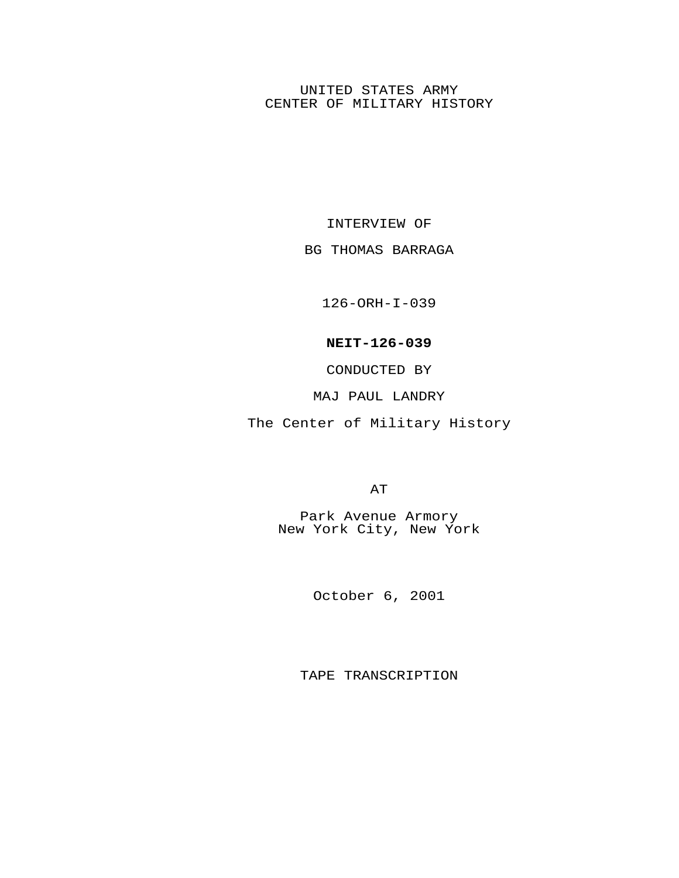UNITED STATES ARMY
CENTER OF MILITARY HISTORY

INTERVIEW OF

BG THOMAS BARRAGA

126-ORH-I-039

**NEIT-126-039**

CONDUCTED BY

MAJ PAUL LANDRY

The Center of Military History

AT

Park Avenue Armory
New York City, New York

October 6, 2001

TAPE TRANSCRIPTION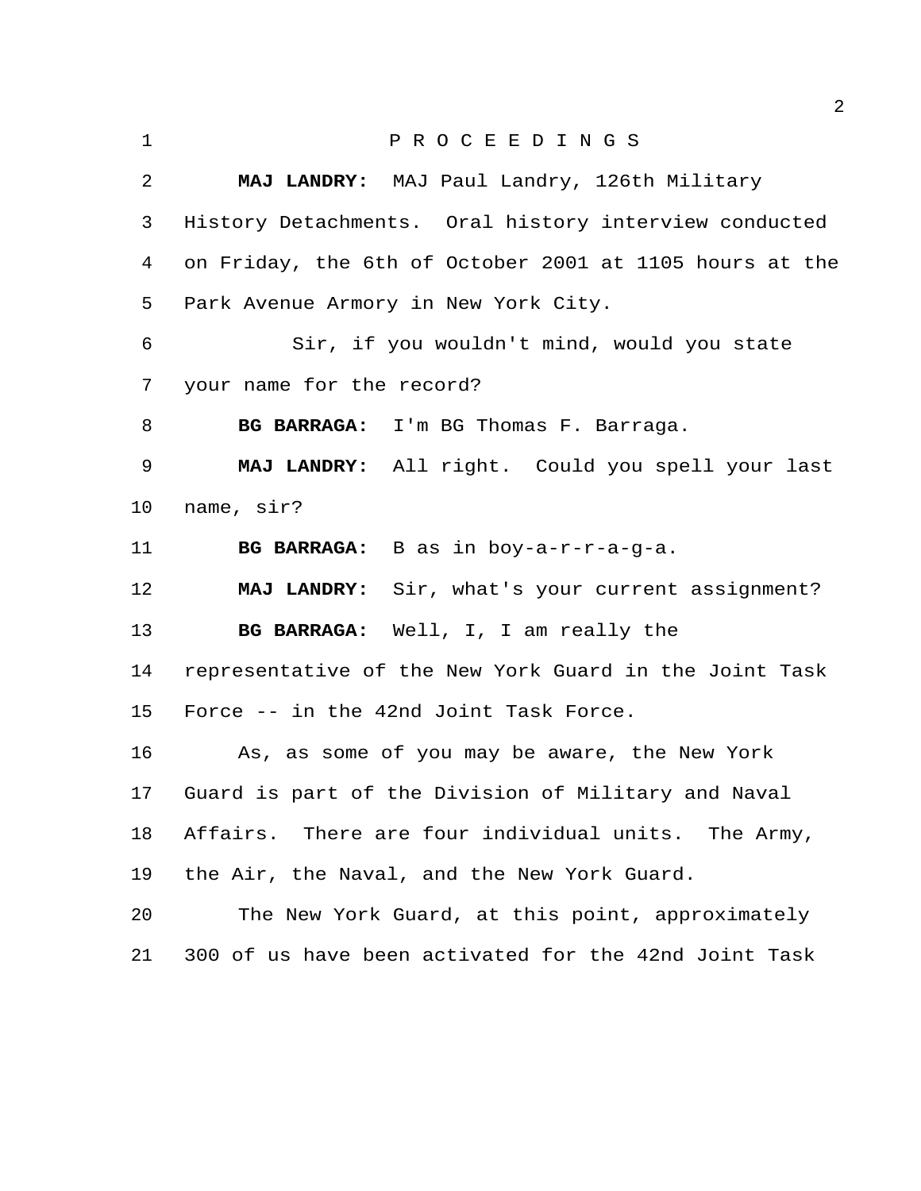P R O C E E D I N G S

**MAJ LANDRY:** MAJ Paul Landry, 126th Military History Detachments. Oral history interview conducted on Friday, the 6th of October 2001 at 1105 hours at the Park Avenue Armory in New York City.

Sir, if you wouldn't mind, would you state your name for the record?

**BG BARRAGA:** I'm BG Thomas F. Barraga.

**MAJ LANDRY:** All right. Could you spell your last name, sir?

**BG BARRAGA:** B as in boy-a-r-r-a-g-a.

**MAJ LANDRY:** Sir, what's your current assignment?

**BG BARRAGA:** Well, I, I am really the representative of the New York Guard in the Joint Task Force -- in the 42nd Joint Task Force.

As, as some of you may be aware, the New York Guard is part of the Division of Military and Naval Affairs. There are four individual units. The Army, the Air, the Naval, and the New York Guard.

The New York Guard, at this point, approximately 300 of us have been activated for the 42nd Joint Task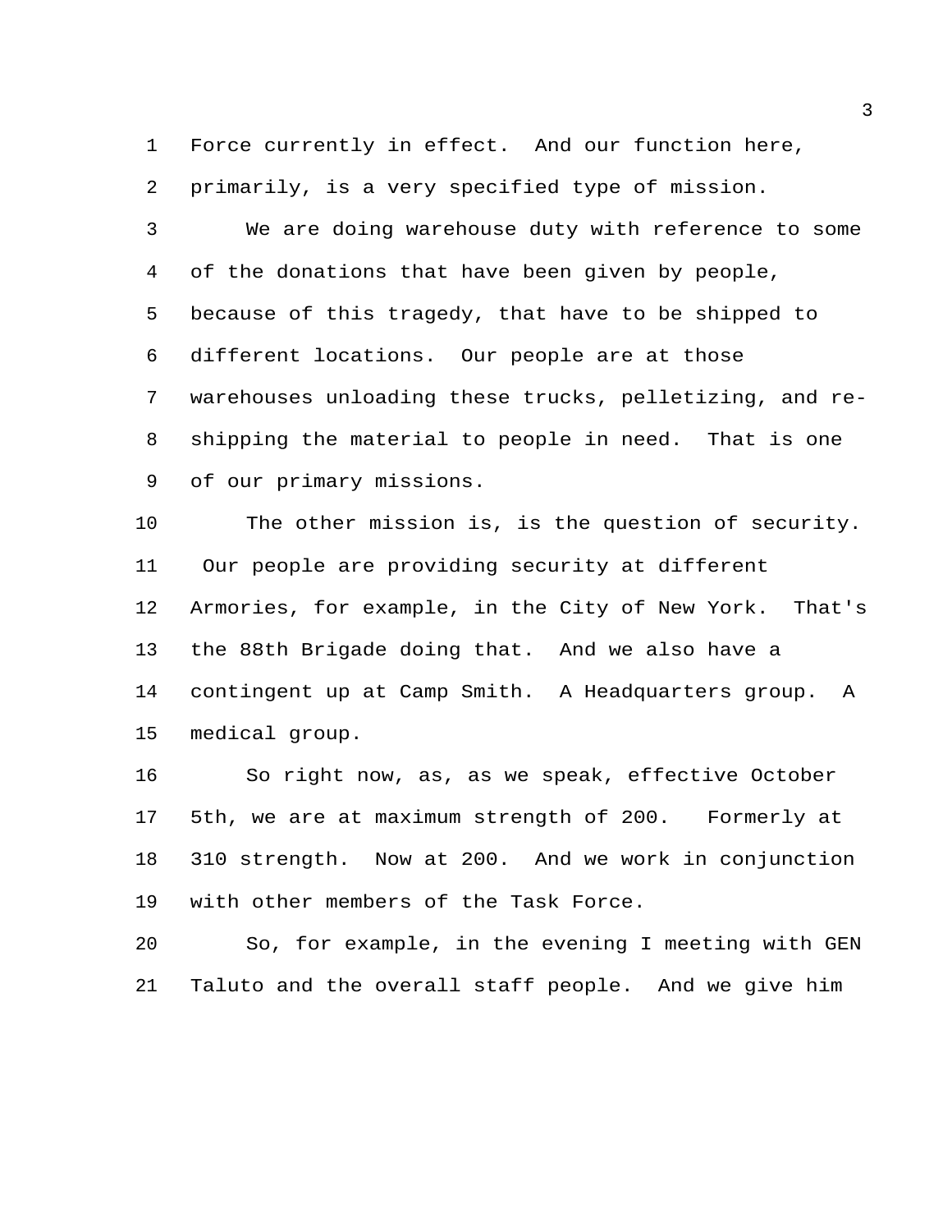Force currently in effect. And our function here, primarily, is a very specified type of mission.

We are doing warehouse duty with reference to some of the donations that have been given by people, because of this tragedy, that have to be shipped to different locations. Our people are at those warehouses unloading these trucks, pelletizing, and re-shipping the material to people in need. That is one of our primary missions.

The other mission is, is the question of security. Our people are providing security at different Armories, for example, in the City of New York. That's the 88th Brigade doing that. And we also have a contingent up at Camp Smith. A Headquarters group. A medical group.

So right now, as, as we speak, effective October 5th, we are at maximum strength of 200. Formerly at 310 strength. Now at 200. And we work in conjunction with other members of the Task Force.

So, for example, in the evening I meeting with GEN Taluto and the overall staff people. And we give him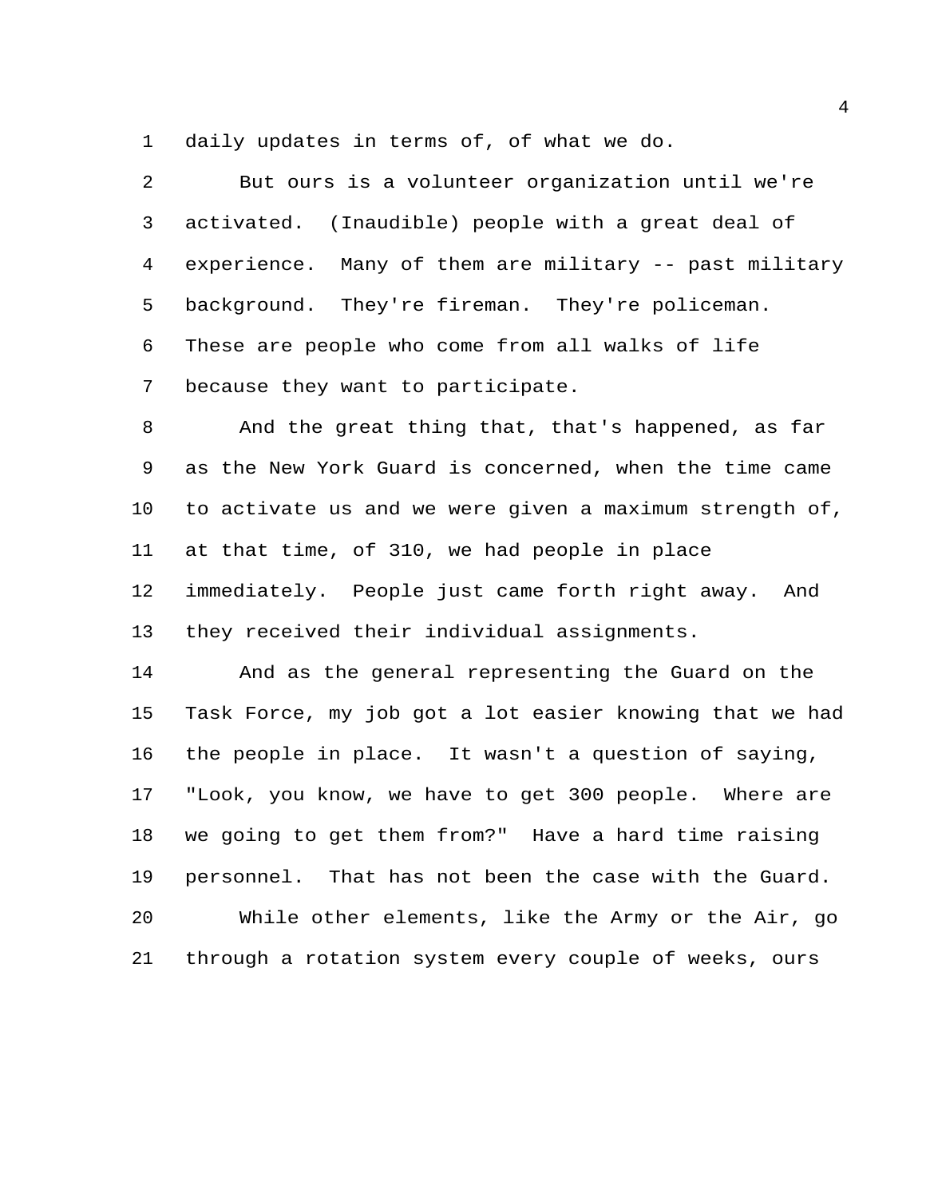daily updates in terms of, of what we do.

But ours is a volunteer organization until we're activated. (Inaudible) people with a great deal of experience. Many of them are military -- past military background. They're fireman. They're policeman. These are people who come from all walks of life because they want to participate.

And the great thing that, that's happened, as far as the New York Guard is concerned, when the time came to activate us and we were given a maximum strength of, at that time, of 310, we had people in place immediately. People just came forth right away. And they received their individual assignments.

And as the general representing the Guard on the Task Force, my job got a lot easier knowing that we had the people in place. It wasn't a question of saying, "Look, you know, we have to get 300 people. Where are we going to get them from?" Have a hard time raising personnel. That has not been the case with the Guard.

While other elements, like the Army or the Air, go through a rotation system every couple of weeks, ours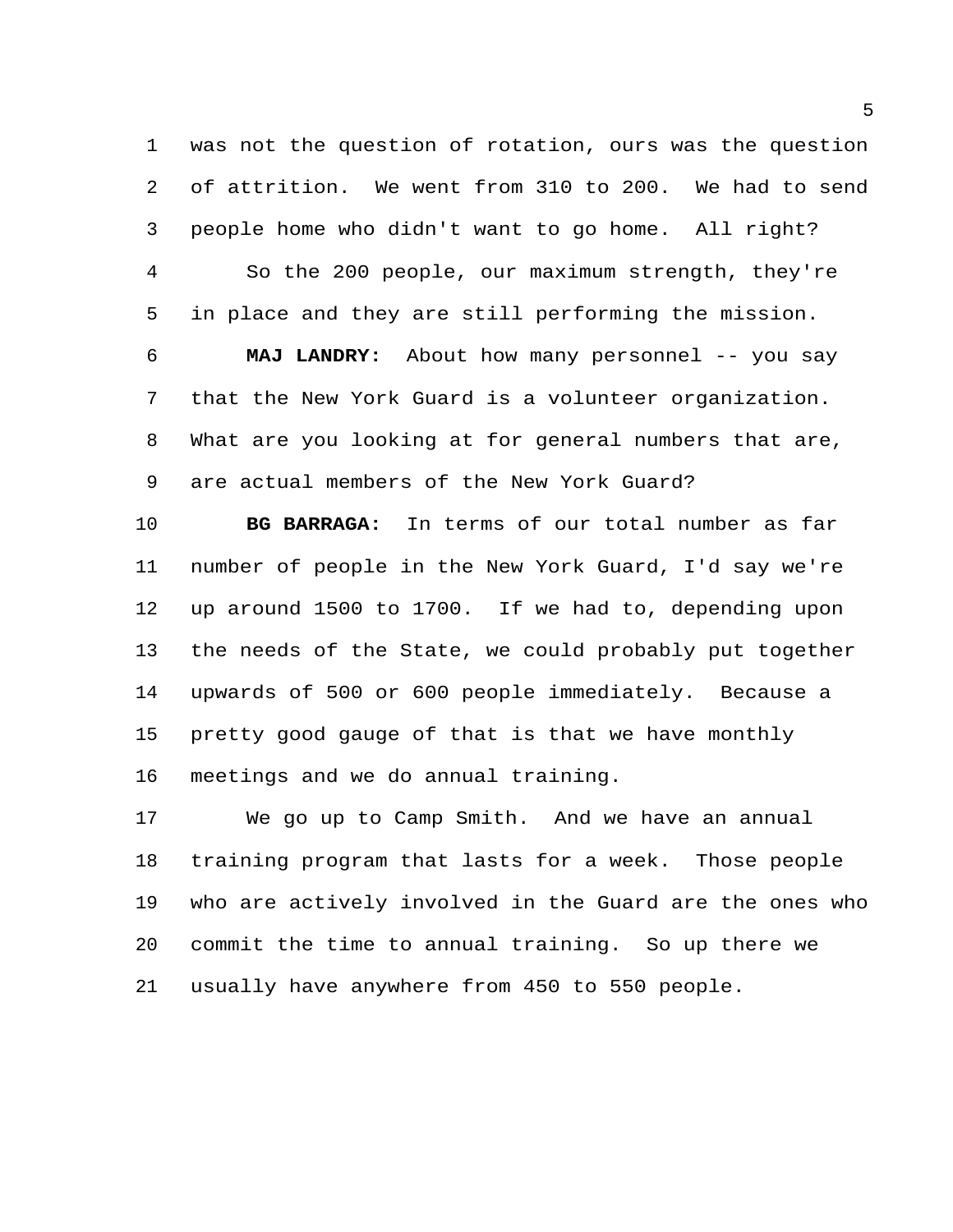was not the question of rotation, ours was the question of attrition. We went from 310 to 200. We had to send people home who didn't want to go home. All right?

So the 200 people, our maximum strength, they're in place and they are still performing the mission.

**MAJ LANDRY:** About how many personnel -- you say that the New York Guard is a volunteer organization. What are you looking at for general numbers that are, are actual members of the New York Guard?

**BG BARRAGA:** In terms of our total number as far number of people in the New York Guard, I'd say we're up around 1500 to 1700. If we had to, depending upon the needs of the State, we could probably put together upwards of 500 or 600 people immediately. Because a pretty good gauge of that is that we have monthly meetings and we do annual training.

We go up to Camp Smith. And we have an annual training program that lasts for a week. Those people who are actively involved in the Guard are the ones who commit the time to annual training. So up there we usually have anywhere from 450 to 550 people.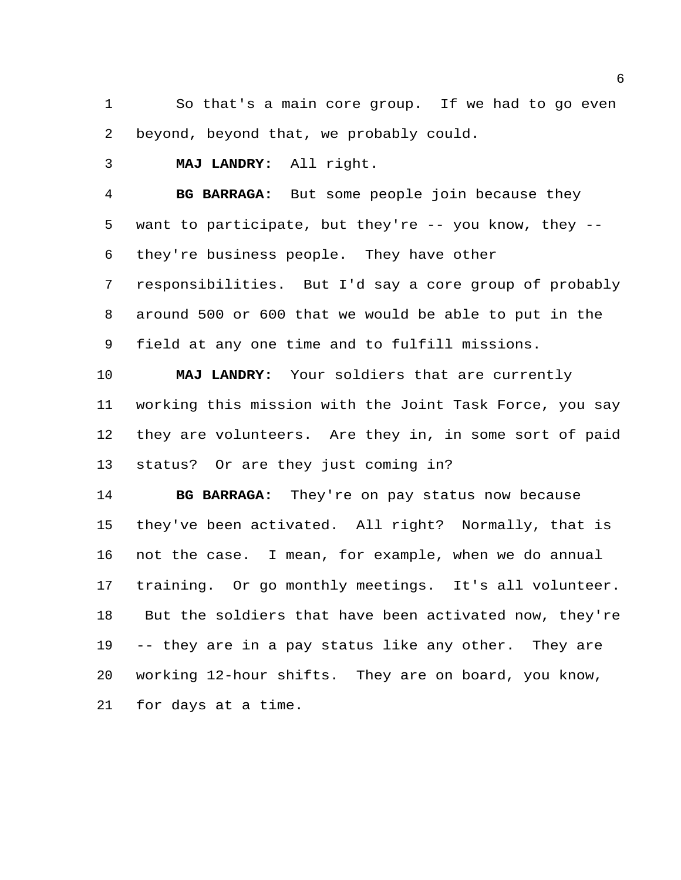So that's a main core group. If we had to go even beyond, beyond that, we probably could.

**MAJ LANDRY:** All right.

**BG BARRAGA:** But some people join because they want to participate, but they're -- you know, they -- they're business people. They have other responsibilities. But I'd say a core group of probably around 500 or 600 that we would be able to put in the field at any one time and to fulfill missions.

**MAJ LANDRY:** Your soldiers that are currently working this mission with the Joint Task Force, you say they are volunteers. Are they in, in some sort of paid status? Or are they just coming in?

**BG BARRAGA:** They're on pay status now because they've been activated. All right? Normally, that is not the case. I mean, for example, when we do annual training. Or go monthly meetings. It's all volunteer. But the soldiers that have been activated now, they're -- they are in a pay status like any other. They are working 12-hour shifts. They are on board, you know, for days at a time.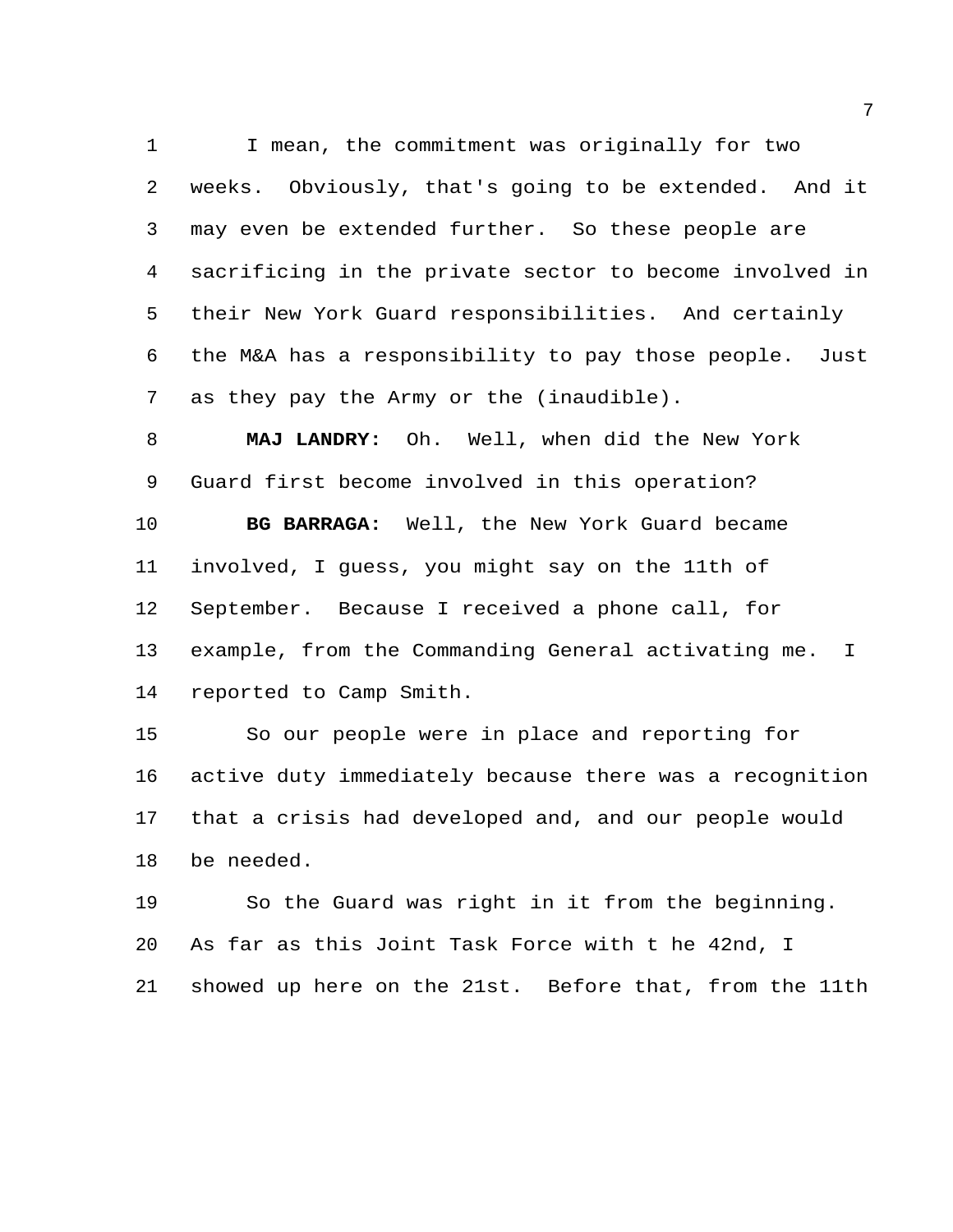I mean, the commitment was originally for two weeks. Obviously, that's going to be extended. And it may even be extended further. So these people are sacrificing in the private sector to become involved in their New York Guard responsibilities. And certainly the M&A has a responsibility to pay those people. Just as they pay the Army or the (inaudible).

**MAJ LANDRY:** Oh. Well, when did the New York Guard first become involved in this operation?

**BG BARRAGA:** Well, the New York Guard became involved, I guess, you might say on the 11th of September. Because I received a phone call, for example, from the Commanding General activating me. I reported to Camp Smith.

So our people were in place and reporting for active duty immediately because there was a recognition that a crisis had developed and, and our people would be needed.

So the Guard was right in it from the beginning. As far as this Joint Task Force with t he 42nd, I showed up here on the 21st. Before that, from the 11th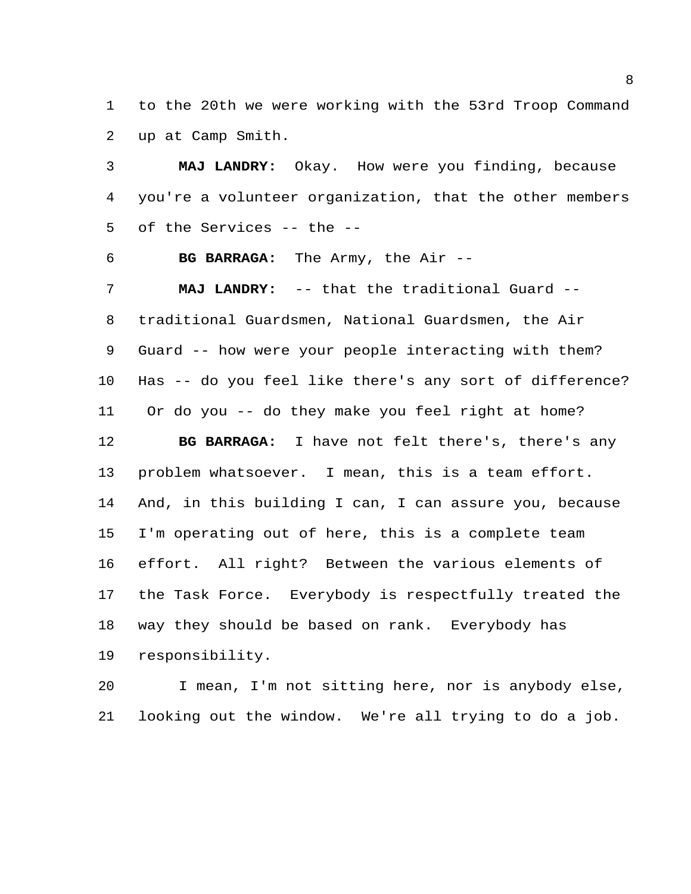to the 20th we were working with the 53rd Troop Command up at Camp Smith.

**MAJ LANDRY:** Okay. How were you finding, because you're a volunteer organization, that the other members of the Services -- the --

**BG BARRAGA:** The Army, the Air --

**MAJ LANDRY:** -- that the traditional Guard -- traditional Guardsmen, National Guardsmen, the Air Guard -- how were your people interacting with them? Has -- do you feel like there's any sort of difference? Or do you -- do they make you feel right at home?

**BG BARRAGA:** I have not felt there's, there's any problem whatsoever. I mean, this is a team effort. And, in this building I can, I can assure you, because I'm operating out of here, this is a complete team effort. All right? Between the various elements of the Task Force. Everybody is respectfully treated the way they should be based on rank. Everybody has responsibility.

I mean, I'm not sitting here, nor is anybody else, looking out the window. We're all trying to do a job.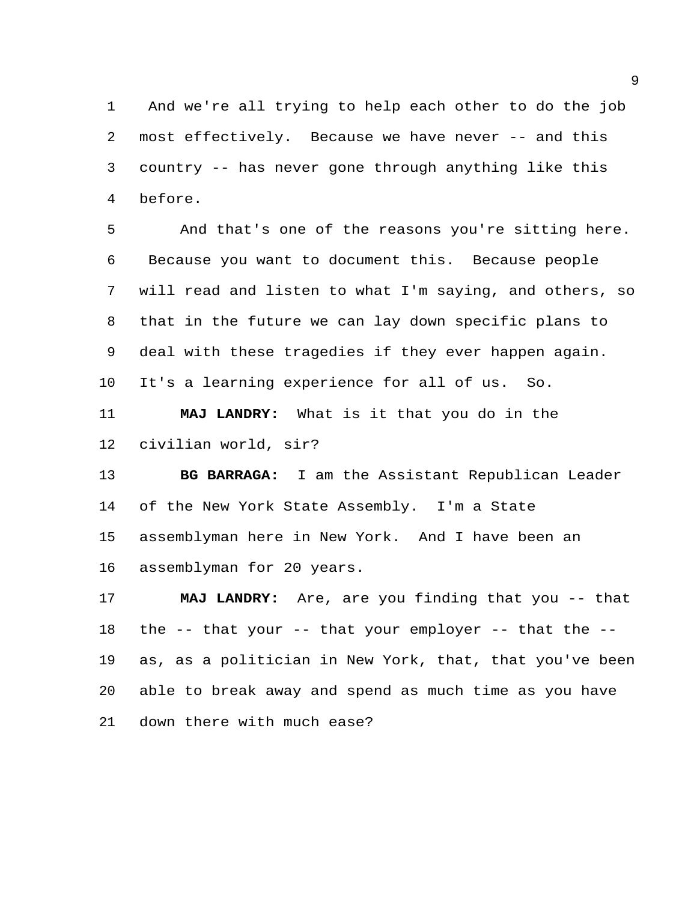And we're all trying to help each other to do the job most effectively. Because we have never -- and this country -- has never gone through anything like this before.

And that's one of the reasons you're sitting here. Because you want to document this. Because people will read and listen to what I'm saying, and others, so that in the future we can lay down specific plans to deal with these tragedies if they ever happen again. It's a learning experience for all of us. So.

**MAJ LANDRY:** What is it that you do in the civilian world, sir?

**BG BARRAGA:** I am the Assistant Republican Leader of the New York State Assembly. I'm a State assemblyman here in New York. And I have been an assemblyman for 20 years.

**MAJ LANDRY:** Are, are you finding that you -- that the -- that your -- that your employer -- that the -- as, as a politician in New York, that, that you've been able to break away and spend as much time as you have down there with much ease?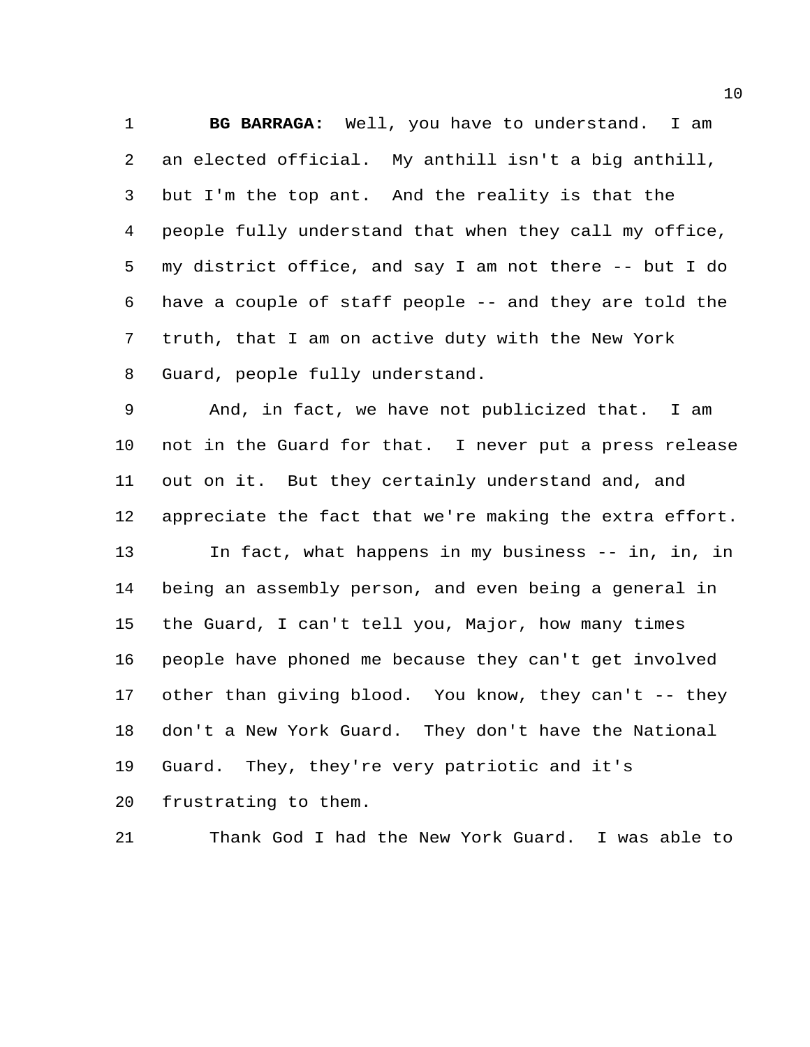**BG BARRAGA:** Well, you have to understand. I am an elected official. My anthill isn't a big anthill, but I'm the top ant. And the reality is that the people fully understand that when they call my office, my district office, and say I am not there -- but I do have a couple of staff people -- and they are told the truth, that I am on active duty with the New York Guard, people fully understand.

And, in fact, we have not publicized that. I am not in the Guard for that. I never put a press release out on it. But they certainly understand and, and appreciate the fact that we're making the extra effort.

In fact, what happens in my business -- in, in, in being an assembly person, and even being a general in the Guard, I can't tell you, Major, how many times people have phoned me because they can't get involved other than giving blood. You know, they can't -- they don't a New York Guard. They don't have the National Guard. They, they're very patriotic and it's frustrating to them.

Thank God I had the New York Guard. I was able to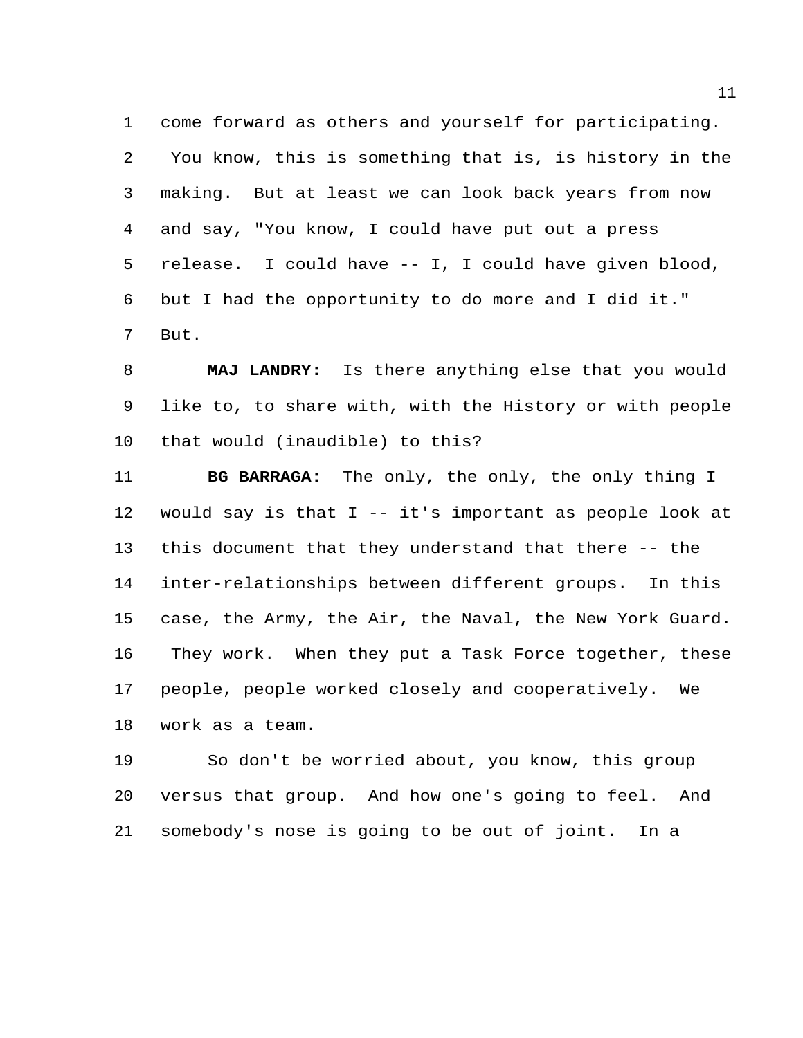come forward as others and yourself for participating. You know, this is something that is, is history in the making. But at least we can look back years from now and say, "You know, I could have put out a press release. I could have -- I, I could have given blood, but I had the opportunity to do more and I did it." But.

**MAJ LANDRY:** Is there anything else that you would like to, to share with, with the History or with people that would (inaudible) to this?

**BG BARRAGA:** The only, the only, the only thing I would say is that I -- it's important as people look at this document that they understand that there -- the inter-relationships between different groups. In this case, the Army, the Air, the Naval, the New York Guard. They work. When they put a Task Force together, these people, people worked closely and cooperatively. We work as a team.

So don't be worried about, you know, this group versus that group. And how one's going to feel. And somebody's nose is going to be out of joint. In a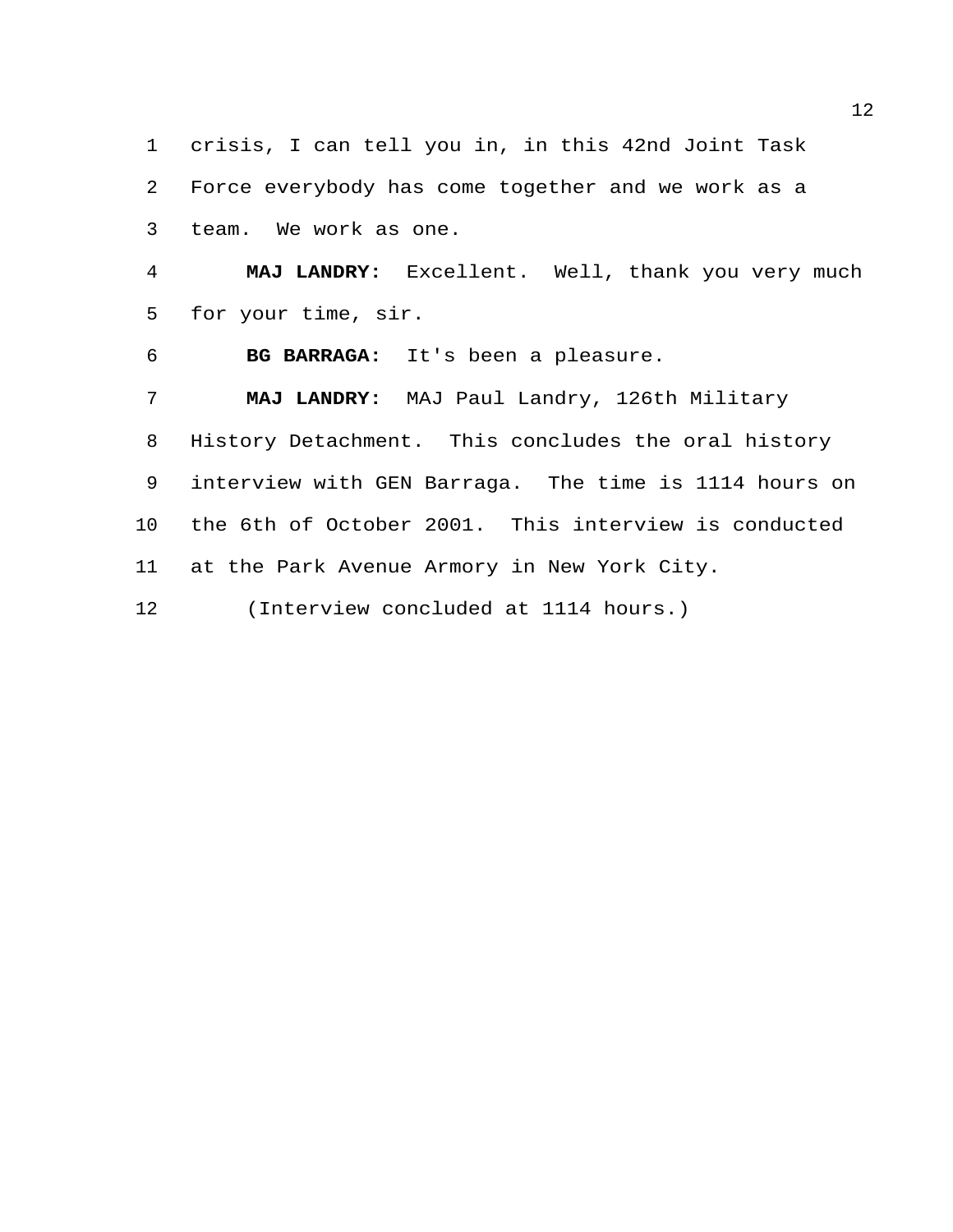crisis, I can tell you in, in this 42nd Joint Task Force everybody has come together and we work as a team. We work as one.

**MAJ LANDRY:** Excellent. Well, thank you very much for your time, sir.

**BG BARRAGA:** It's been a pleasure.

**MAJ LANDRY:** MAJ Paul Landry, 126th Military History Detachment. This concludes the oral history interview with GEN Barraga. The time is 1114 hours on the 6th of October 2001. This interview is conducted at the Park Avenue Armory in New York City.

(Interview concluded at 1114 hours.)